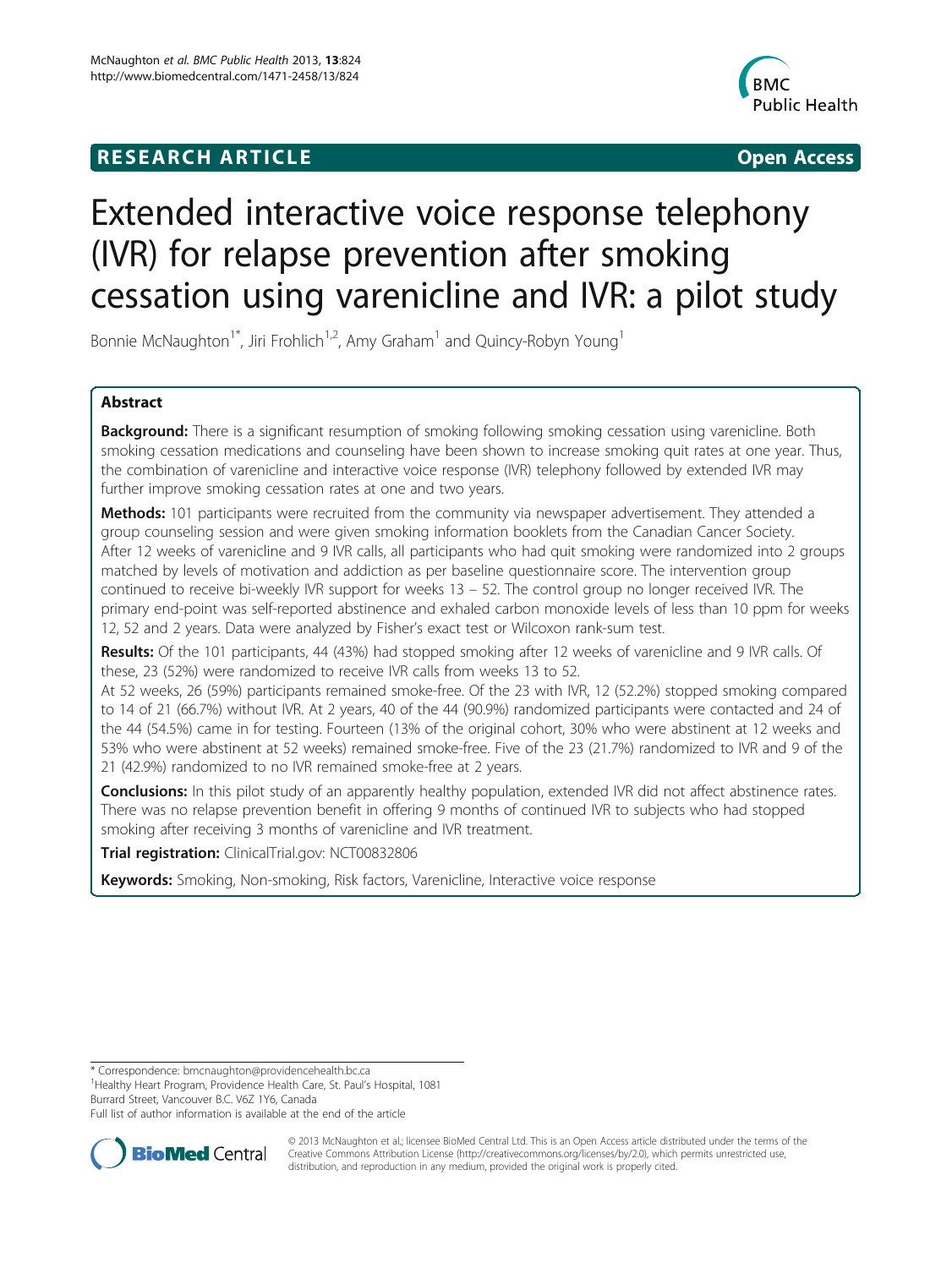RESEARCH ARTICLE Open Access

# Extended interactive voice response telephony (IVR) for relapse prevention after smoking cessation using varenicline and IVR: a pilot study

Bonnie McNaughton[1*], Jiri Frohlich[1,2], Amy Graham[1] and Quincy-Robyn Young[1]

## Abstract

**Background:** There is a significant resumption of smoking following smoking cessation using varenicline. Both smoking cessation medications and counseling have been shown to increase smoking quit rates at one year. Thus, the combination of varenicline and interactive voice response (IVR) telephony followed by extended IVR may further improve smoking cessation rates at one and two years.

**Methods:** 101 participants were recruited from the community via newspaper advertisement. They attended a group counseling session and were given smoking information booklets from the Canadian Cancer Society. After 12 weeks of varenicline and 9 IVR calls, all participants who had quit smoking were randomized into 2 groups matched by levels of motivation and addiction as per baseline questionnaire score. The intervention group continued to receive bi-weekly IVR support for weeks 13 – 52. The control group no longer received IVR. The primary end-point was self-reported abstinence and exhaled carbon monoxide levels of less than 10 ppm for weeks 12, 52 and 2 years. Data were analyzed by Fisher's exact test or Wilcoxon rank-sum test.

**Results:** Of the 101 participants, 44 (43%) had stopped smoking after 12 weeks of varenicline and 9 IVR calls. Of these, 23 (52%) were randomized to receive IVR calls from weeks 13 to 52.

At 52 weeks, 26 (59%) participants remained smoke-free. Of the 23 with IVR, 12 (52.2%) stopped smoking compared to 14 of 21 (66.7%) without IVR. At 2 years, 40 of the 44 (90.9%) randomized participants were contacted and 24 of the 44 (54.5%) came in for testing. Fourteen (13% of the original cohort, 30% who were abstinent at 12 weeks and 53% who were abstinent at 52 weeks) remained smoke-free. Five of the 23 (21.7%) randomized to IVR and 9 of the 21 (42.9%) randomized to no IVR remained smoke-free at 2 years.

**Conclusions:** In this pilot study of an apparently healthy population, extended IVR did not affect abstinence rates. There was no relapse prevention benefit in offering 9 months of continued IVR to subjects who had stopped smoking after receiving 3 months of varenicline and IVR treatment.

**Trial registration:** ClinicalTrial.gov: NCT00832806

**Keywords:** Smoking, Non-smoking, Risk factors, Varenicline, Interactive voice response

---

\* Correspondence: bmcnaughton@providencehealth.bc.ca
[1]Healthy Heart Program, Providence Health Care, St. Paul's Hospital, 1081 Burrard Street, Vancouver B.C. V6Z 1Y6, Canada
Full list of author information is available at the end of the article

© 2013 McNaughton et al.; licensee BioMed Central Ltd. This is an Open Access article distributed under the terms of the Creative Commons Attribution License (http://creativecommons.org/licenses/by/2.0), which permits unrestricted use, distribution, and reproduction in any medium, provided the original work is properly cited.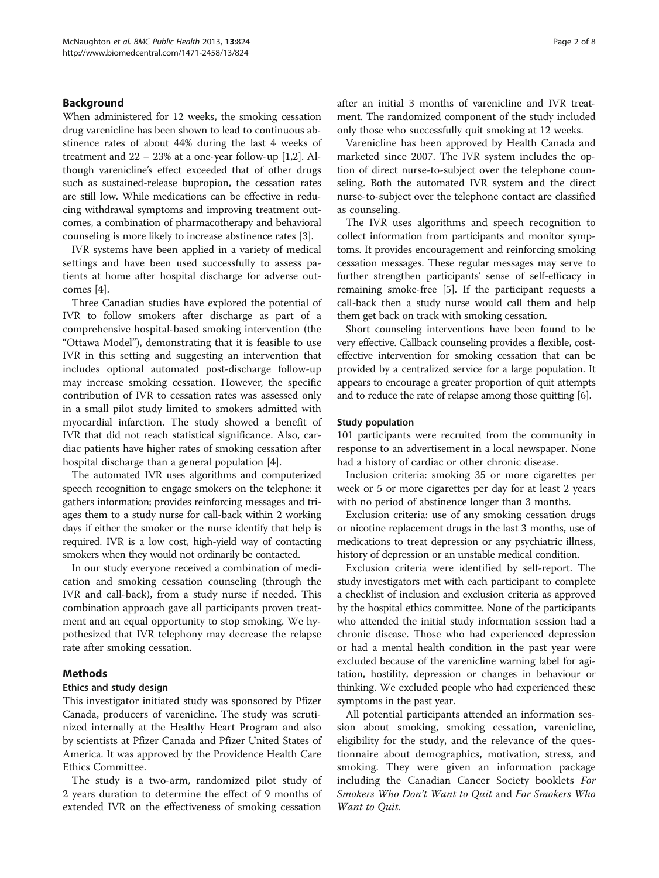## Background

When administered for 12 weeks, the smoking cessation drug varenicline has been shown to lead to continuous abstinence rates of about 44% during the last 4 weeks of treatment and 22 – 23% at a one-year follow-up [1,2]. Although varenicline's effect exceeded that of other drugs such as sustained-release bupropion, the cessation rates are still low. While medications can be effective in reducing withdrawal symptoms and improving treatment outcomes, a combination of pharmacotherapy and behavioral counseling is more likely to increase abstinence rates [3].

IVR systems have been applied in a variety of medical settings and have been used successfully to assess patients at home after hospital discharge for adverse outcomes [4].

Three Canadian studies have explored the potential of IVR to follow smokers after discharge as part of a comprehensive hospital-based smoking intervention (the "Ottawa Model"), demonstrating that it is feasible to use IVR in this setting and suggesting an intervention that includes optional automated post-discharge follow-up may increase smoking cessation. However, the specific contribution of IVR to cessation rates was assessed only in a small pilot study limited to smokers admitted with myocardial infarction. The study showed a benefit of IVR that did not reach statistical significance. Also, cardiac patients have higher rates of smoking cessation after hospital discharge than a general population [4].

The automated IVR uses algorithms and computerized speech recognition to engage smokers on the telephone: it gathers information; provides reinforcing messages and triages them to a study nurse for call-back within 2 working days if either the smoker or the nurse identify that help is required. IVR is a low cost, high-yield way of contacting smokers when they would not ordinarily be contacted.

In our study everyone received a combination of medication and smoking cessation counseling (through the IVR and call-back), from a study nurse if needed. This combination approach gave all participants proven treatment and an equal opportunity to stop smoking. We hypothesized that IVR telephony may decrease the relapse rate after smoking cessation.

## Methods

### Ethics and study design

This investigator initiated study was sponsored by Pfizer Canada, producers of varenicline. The study was scrutinized internally at the Healthy Heart Program and also by scientists at Pfizer Canada and Pfizer United States of America. It was approved by the Providence Health Care Ethics Committee.

The study is a two-arm, randomized pilot study of 2 years duration to determine the effect of 9 months of extended IVR on the effectiveness of smoking cessation after an initial 3 months of varenicline and IVR treatment. The randomized component of the study included only those who successfully quit smoking at 12 weeks.

Varenicline has been approved by Health Canada and marketed since 2007. The IVR system includes the option of direct nurse-to-subject over the telephone counseling. Both the automated IVR system and the direct nurse-to-subject over the telephone contact are classified as counseling.

The IVR uses algorithms and speech recognition to collect information from participants and monitor symptoms. It provides encouragement and reinforcing smoking cessation messages. These regular messages may serve to further strengthen participants' sense of self-efficacy in remaining smoke-free [5]. If the participant requests a call-back then a study nurse would call them and help them get back on track with smoking cessation.

Short counseling interventions have been found to be very effective. Callback counseling provides a flexible, cost-effective intervention for smoking cessation that can be provided by a centralized service for a large population. It appears to encourage a greater proportion of quit attempts and to reduce the rate of relapse among those quitting [6].

### Study population

101 participants were recruited from the community in response to an advertisement in a local newspaper. None had a history of cardiac or other chronic disease.

Inclusion criteria: smoking 35 or more cigarettes per week or 5 or more cigarettes per day for at least 2 years with no period of abstinence longer than 3 months.

Exclusion criteria: use of any smoking cessation drugs or nicotine replacement drugs in the last 3 months, use of medications to treat depression or any psychiatric illness, history of depression or an unstable medical condition.

Exclusion criteria were identified by self-report. The study investigators met with each participant to complete a checklist of inclusion and exclusion criteria as approved by the hospital ethics committee. None of the participants who attended the initial study information session had a chronic disease. Those who had experienced depression or had a mental health condition in the past year were excluded because of the varenicline warning label for agitation, hostility, depression or changes in behaviour or thinking. We excluded people who had experienced these symptoms in the past year.

All potential participants attended an information session about smoking, smoking cessation, varenicline, eligibility for the study, and the relevance of the questionnaire about demographics, motivation, stress, and smoking. They were given an information package including the Canadian Cancer Society booklets *For Smokers Who Don't Want to Quit* and *For Smokers Who Want to Quit*.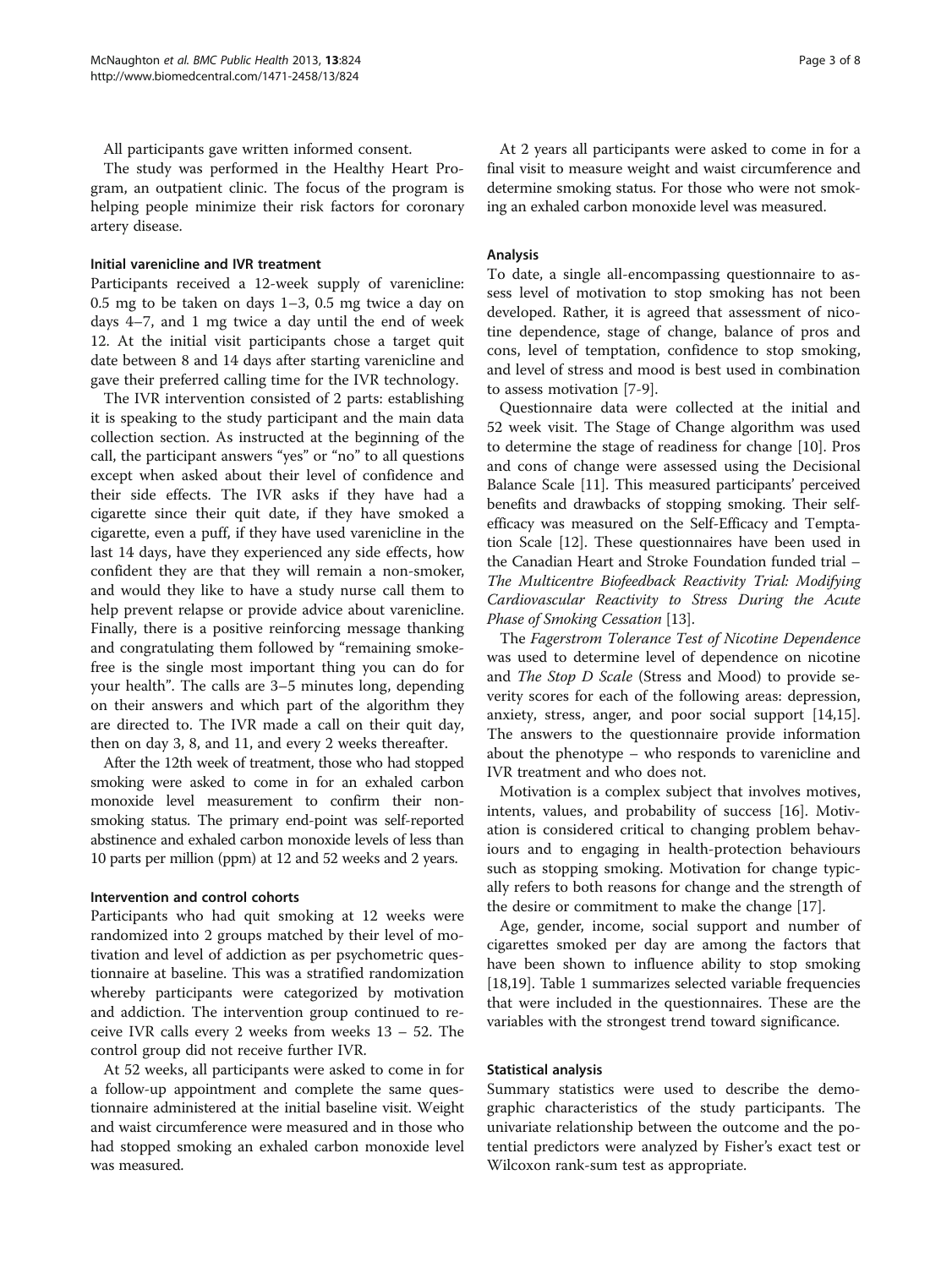All participants gave written informed consent.

The study was performed in the Healthy Heart Program, an outpatient clinic. The focus of the program is helping people minimize their risk factors for coronary artery disease.

### Initial varenicline and IVR treatment

Participants received a 12-week supply of varenicline: 0.5 mg to be taken on days 1–3, 0.5 mg twice a day on days 4–7, and 1 mg twice a day until the end of week 12. At the initial visit participants chose a target quit date between 8 and 14 days after starting varenicline and gave their preferred calling time for the IVR technology.

The IVR intervention consisted of 2 parts: establishing it is speaking to the study participant and the main data collection section. As instructed at the beginning of the call, the participant answers "yes" or "no" to all questions except when asked about their level of confidence and their side effects. The IVR asks if they have had a cigarette since their quit date, if they have smoked a cigarette, even a puff, if they have used varenicline in the last 14 days, have they experienced any side effects, how confident they are that they will remain a non-smoker, and would they like to have a study nurse call them to help prevent relapse or provide advice about varenicline. Finally, there is a positive reinforcing message thanking and congratulating them followed by "remaining smoke-free is the single most important thing you can do for your health". The calls are 3–5 minutes long, depending on their answers and which part of the algorithm they are directed to. The IVR made a call on their quit day, then on day 3, 8, and 11, and every 2 weeks thereafter.

After the 12th week of treatment, those who had stopped smoking were asked to come in for an exhaled carbon monoxide level measurement to confirm their non-smoking status. The primary end-point was self-reported abstinence and exhaled carbon monoxide levels of less than 10 parts per million (ppm) at 12 and 52 weeks and 2 years.

### Intervention and control cohorts

Participants who had quit smoking at 12 weeks were randomized into 2 groups matched by their level of motivation and level of addiction as per psychometric questionnaire at baseline. This was a stratified randomization whereby participants were categorized by motivation and addiction. The intervention group continued to receive IVR calls every 2 weeks from weeks 13 – 52. The control group did not receive further IVR.

At 52 weeks, all participants were asked to come in for a follow-up appointment and complete the same questionnaire administered at the initial baseline visit. Weight and waist circumference were measured and in those who had stopped smoking an exhaled carbon monoxide level was measured.

At 2 years all participants were asked to come in for a final visit to measure weight and waist circumference and determine smoking status. For those who were not smoking an exhaled carbon monoxide level was measured.

### Analysis

To date, a single all-encompassing questionnaire to assess level of motivation to stop smoking has not been developed. Rather, it is agreed that assessment of nicotine dependence, stage of change, balance of pros and cons, level of temptation, confidence to stop smoking, and level of stress and mood is best used in combination to assess motivation [7-9].

Questionnaire data were collected at the initial and 52 week visit. The Stage of Change algorithm was used to determine the stage of readiness for change [10]. Pros and cons of change were assessed using the Decisional Balance Scale [11]. This measured participants' perceived benefits and drawbacks of stopping smoking. Their self-efficacy was measured on the Self-Efficacy and Temptation Scale [12]. These questionnaires have been used in the Canadian Heart and Stroke Foundation funded trial – *The Multicentre Biofeedback Reactivity Trial: Modifying Cardiovascular Reactivity to Stress During the Acute Phase of Smoking Cessation* [13].

The *Fagerstrom Tolerance Test of Nicotine Dependence* was used to determine level of dependence on nicotine and *The Stop D Scale* (Stress and Mood) to provide severity scores for each of the following areas: depression, anxiety, stress, anger, and poor social support [14,15]. The answers to the questionnaire provide information about the phenotype – who responds to varenicline and IVR treatment and who does not.

Motivation is a complex subject that involves motives, intents, values, and probability of success [16]. Motivation is considered critical to changing problem behaviours and to engaging in health-protection behaviours such as stopping smoking. Motivation for change typically refers to both reasons for change and the strength of the desire or commitment to make the change [17].

Age, gender, income, social support and number of cigarettes smoked per day are among the factors that have been shown to influence ability to stop smoking [18,19]. Table 1 summarizes selected variable frequencies that were included in the questionnaires. These are the variables with the strongest trend toward significance.

### Statistical analysis

Summary statistics were used to describe the demographic characteristics of the study participants. The univariate relationship between the outcome and the potential predictors were analyzed by Fisher's exact test or Wilcoxon rank-sum test as appropriate.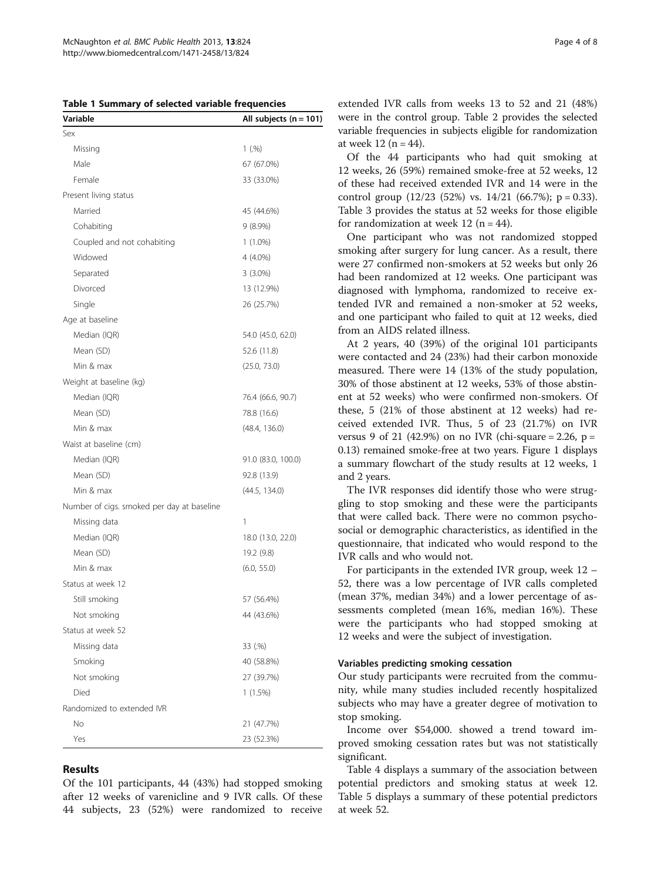**Table 1 Summary of selected variable frequencies**

| Variable | All subjects (n = 101) |
|---|---|
| Sex | |
| Missing | 1 (.%) |
| Male | 67 (67.0%) |
| Female | 33 (33.0%) |
| Present living status | |
| Married | 45 (44.6%) |
| Cohabiting | 9 (8.9%) |
| Coupled and not cohabiting | 1 (1.0%) |
| Widowed | 4 (4.0%) |
| Separated | 3 (3.0%) |
| Divorced | 13 (12.9%) |
| Single | 26 (25.7%) |
| Age at baseline | |
| Median (IQR) | 54.0 (45.0, 62.0) |
| Mean (SD) | 52.6 (11.8) |
| Min & max | (25.0, 73.0) |
| Weight at baseline (kg) | |
| Median (IQR) | 76.4 (66.6, 90.7) |
| Mean (SD) | 78.8 (16.6) |
| Min & max | (48.4, 136.0) |
| Waist at baseline (cm) | |
| Median (IQR) | 91.0 (83.0, 100.0) |
| Mean (SD) | 92.8 (13.9) |
| Min & max | (44.5, 134.0) |
| Number of cigs. smoked per day at baseline | |
| Missing data | 1 |
| Median (IQR) | 18.0 (13.0, 22.0) |
| Mean (SD) | 19.2 (9.8) |
| Min & max | (6.0, 55.0) |
| Status at week 12 | |
| Still smoking | 57 (56.4%) |
| Not smoking | 44 (43.6%) |
| Status at week 52 | |
| Missing data | 33 (.%) |
| Smoking | 40 (58.8%) |
| Not smoking | 27 (39.7%) |
| Died | 1 (1.5%) |
| Randomized to extended IVR | |
| No | 21 (47.7%) |
| Yes | 23 (52.3%) |

## Results

Of the 101 participants, 44 (43%) had stopped smoking after 12 weeks of varenicline and 9 IVR calls. Of these 44 subjects, 23 (52%) were randomized to receive extended IVR calls from weeks 13 to 52 and 21 (48%) were in the control group. Table 2 provides the selected variable frequencies in subjects eligible for randomization at week 12 (n = 44).

Of the 44 participants who had quit smoking at 12 weeks, 26 (59%) remained smoke-free at 52 weeks, 12 of these had received extended IVR and 14 were in the control group (12/23 (52%) vs. 14/21 (66.7%); p = 0.33). Table 3 provides the status at 52 weeks for those eligible for randomization at week 12 (n = 44).

One participant who was not randomized stopped smoking after surgery for lung cancer. As a result, there were 27 confirmed non-smokers at 52 weeks but only 26 had been randomized at 12 weeks. One participant was diagnosed with lymphoma, randomized to receive extended IVR and remained a non-smoker at 52 weeks, and one participant who failed to quit at 12 weeks, died from an AIDS related illness.

At 2 years, 40 (39%) of the original 101 participants were contacted and 24 (23%) had their carbon monoxide measured. There were 14 (13% of the study population, 30% of those abstinent at 12 weeks, 53% of those abstinent at 52 weeks) who were confirmed non-smokers. Of these, 5 (21% of those abstinent at 12 weeks) had received extended IVR. Thus, 5 of 23 (21.7%) on IVR versus 9 of 21 (42.9%) on no IVR (chi-square = 2.26, p = 0.13) remained smoke-free at two years. Figure 1 displays a summary flowchart of the study results at 12 weeks, 1 and 2 years.

The IVR responses did identify those who were struggling to stop smoking and these were the participants that were called back. There were no common psychosocial or demographic characteristics, as identified in the questionnaire, that indicated who would respond to the IVR calls and who would not.

For participants in the extended IVR group, week 12 – 52, there was a low percentage of IVR calls completed (mean 37%, median 34%) and a lower percentage of assessments completed (mean 16%, median 16%). These were the participants who had stopped smoking at 12 weeks and were the subject of investigation.

### Variables predicting smoking cessation

Our study participants were recruited from the community, while many studies included recently hospitalized subjects who may have a greater degree of motivation to stop smoking.

Income over $54,000. showed a trend toward improved smoking cessation rates but was not statistically significant.

Table 4 displays a summary of the association between potential predictors and smoking status at week 12. Table 5 displays a summary of these potential predictors at week 52.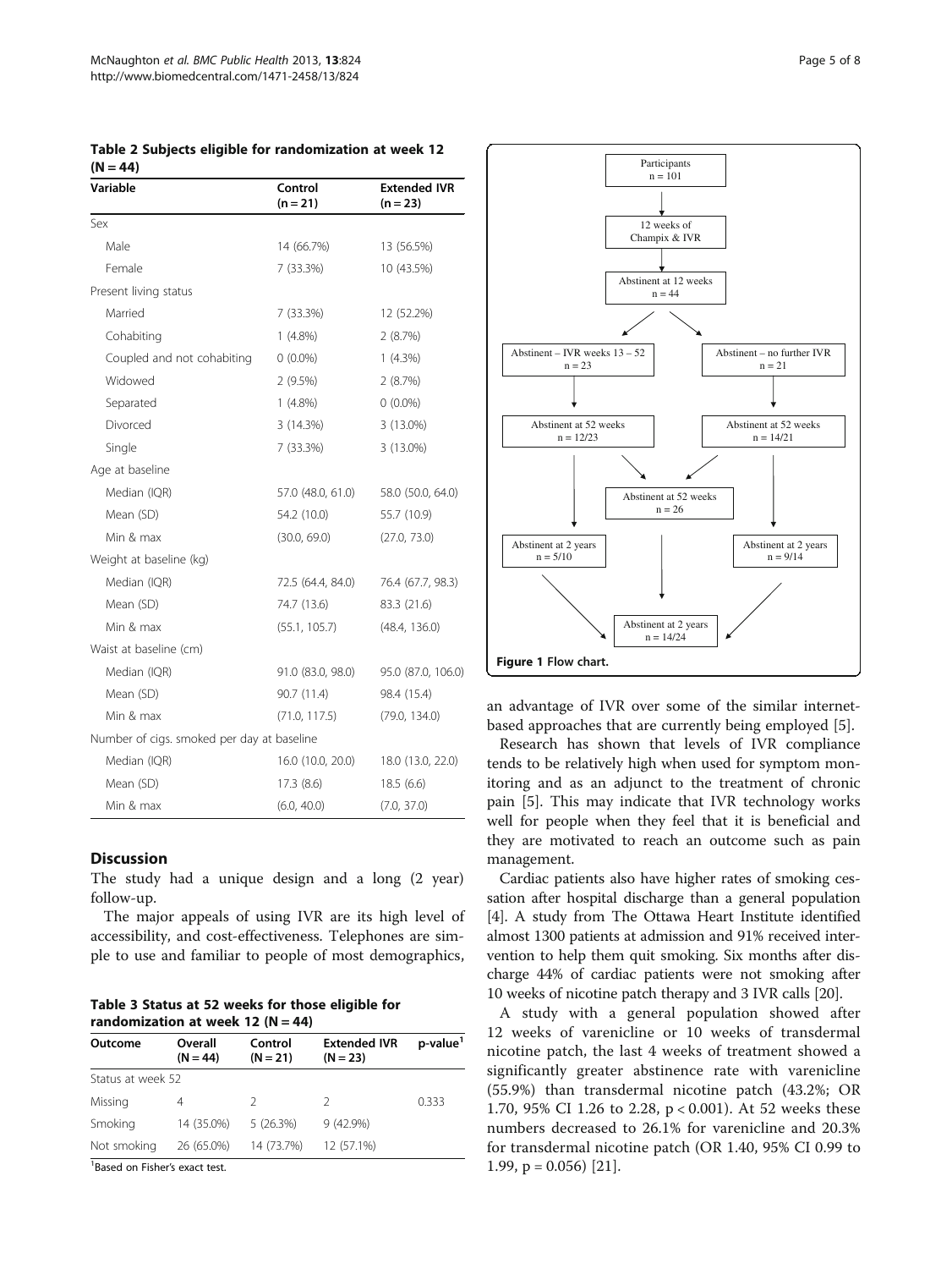**Table 2 Subjects eligible for randomization at week 12 (N = 44)**

| Variable | Control (n = 21) | Extended IVR (n = 23) |
|---|---|---|
| Sex | | |
| Male | 14 (66.7%) | 13 (56.5%) |
| Female | 7 (33.3%) | 10 (43.5%) |
| Present living status | | |
| Married | 7 (33.3%) | 12 (52.2%) |
| Cohabiting | 1 (4.8%) | 2 (8.7%) |
| Coupled and not cohabiting | 0 (0.0%) | 1 (4.3%) |
| Widowed | 2 (9.5%) | 2 (8.7%) |
| Separated | 1 (4.8%) | 0 (0.0%) |
| Divorced | 3 (14.3%) | 3 (13.0%) |
| Single | 7 (33.3%) | 3 (13.0%) |
| Age at baseline | | |
| Median (IQR) | 57.0 (48.0, 61.0) | 58.0 (50.0, 64.0) |
| Mean (SD) | 54.2 (10.0) | 55.7 (10.9) |
| Min & max | (30.0, 69.0) | (27.0, 73.0) |
| Weight at baseline (kg) | | |
| Median (IQR) | 72.5 (64.4, 84.0) | 76.4 (67.7, 98.3) |
| Mean (SD) | 74.7 (13.6) | 83.3 (21.6) |
| Min & max | (55.1, 105.7) | (48.4, 136.0) |
| Waist at baseline (cm) | | |
| Median (IQR) | 91.0 (83.0, 98.0) | 95.0 (87.0, 106.0) |
| Mean (SD) | 90.7 (11.4) | 98.4 (15.4) |
| Min & max | (71.0, 117.5) | (79.0, 134.0) |
| Number of cigs. smoked per day at baseline | | |
| Median (IQR) | 16.0 (10.0, 20.0) | 18.0 (13.0, 22.0) |
| Mean (SD) | 17.3 (8.6) | 18.5 (6.6) |
| Min & max | (6.0, 40.0) | (7.0, 37.0) |

Participants n = 101 → 12 weeks of Champix & IVR → Abstinent at 12 weeks n = 44 → Abstinent – IVR weeks 13 – 52 n = 23 / Abstinent – no further IVR n = 21 → Abstinent at 52 weeks n = 12/23 / Abstinent at 52 weeks n = 14/21 → Abstinent at 52 weeks n = 26 → Abstinent at 2 years n = 5/10 / Abstinent at 2 years n = 9/14 → Abstinent at 2 years n = 14/24

**Figure 1** Flow chart.

## Discussion

The study had a unique design and a long (2 year) follow-up.

The major appeals of using IVR are its high level of accessibility, and cost-effectiveness. Telephones are simple to use and familiar to people of most demographics, an advantage of IVR over some of the similar internet-based approaches that are currently being employed [5].

Research has shown that levels of IVR compliance tends to be relatively high when used for symptom monitoring and as an adjunct to the treatment of chronic pain [5]. This may indicate that IVR technology works well for people when they feel that it is beneficial and they are motivated to reach an outcome such as pain management.

Cardiac patients also have higher rates of smoking cessation after hospital discharge than a general population [4]. A study from The Ottawa Heart Institute identified almost 1300 patients at admission and 91% received intervention to help them quit smoking. Six months after discharge 44% of cardiac patients were not smoking after 10 weeks of nicotine patch therapy and 3 IVR calls [20].

A study with a general population showed after 12 weeks of varenicline or 10 weeks of transdermal nicotine patch, the last 4 weeks of treatment showed a significantly greater abstinence rate with varenicline (55.9%) than transdermal nicotine patch (43.2%; OR 1.70, 95% CI 1.26 to 2.28, $p < 0.001$). At 52 weeks these numbers decreased to 26.1% for varenicline and 20.3% for transdermal nicotine patch (OR 1.40, 95% CI 0.99 to 1.99, $p = 0.056$) [21].

**Table 3 Status at 52 weeks for those eligible for randomization at week 12 (N = 44)**

| Outcome | Overall (N = 44) | Control (N = 21) | Extended IVR (N = 23) | p-value[1] |
|---|---|---|---|---|
| Status at week 52 | | | | |
| Missing | 4 | 2 | 2 | 0.333 |
| Smoking | 14 (35.0%) | 5 (26.3%) | 9 (42.9%) | |
| Not smoking | 26 (65.0%) | 14 (73.7%) | 12 (57.1%) | |

[1]Based on Fisher's exact test.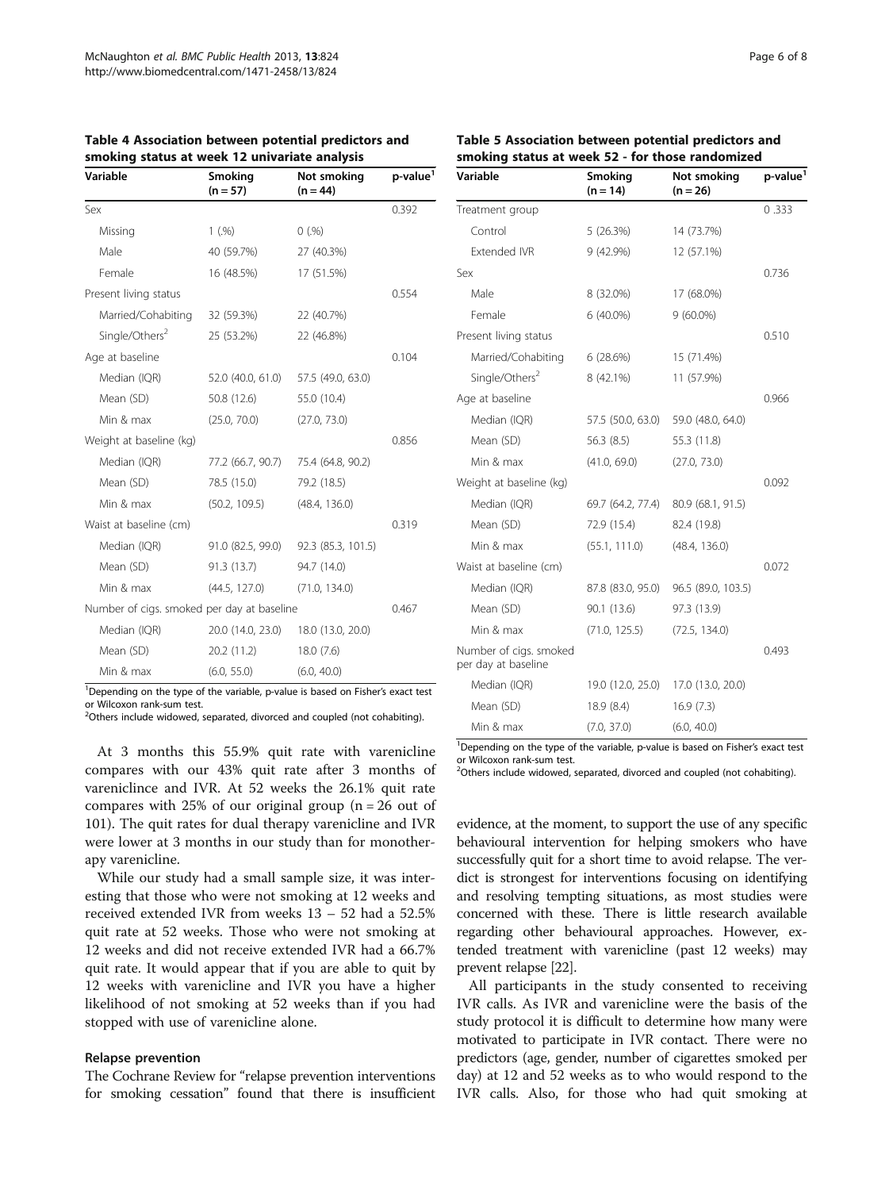**Table 4 Association between potential predictors and smoking status at week 12 univariate analysis**

| Variable | Smoking (n = 57) | Not smoking (n = 44) | p-value[1] |
|---|---|---|---|
| Sex | | | 0.392 |
| Missing | 1 (.%) | 0 (.%) | |
| Male | 40 (59.7%) | 27 (40.3%) | |
| Female | 16 (48.5%) | 17 (51.5%) | |
| Present living status | | | 0.554 |
| Married/Cohabiting | 32 (59.3%) | 22 (40.7%) | |
| Single/Others[2] | 25 (53.2%) | 22 (46.8%) | |
| Age at baseline | | | 0.104 |
| Median (IQR) | 52.0 (40.0, 61.0) | 57.5 (49.0, 63.0) | |
| Mean (SD) | 50.8 (12.6) | 55.0 (10.4) | |
| Min & max | (25.0, 70.0) | (27.0, 73.0) | |
| Weight at baseline (kg) | | | 0.856 |
| Median (IQR) | 77.2 (66.7, 90.7) | 75.4 (64.8, 90.2) | |
| Mean (SD) | 78.5 (15.0) | 79.2 (18.5) | |
| Min & max | (50.2, 109.5) | (48.4, 136.0) | |
| Waist at baseline (cm) | | | 0.319 |
| Median (IQR) | 91.0 (82.5, 99.0) | 92.3 (85.3, 101.5) | |
| Mean (SD) | 91.3 (13.7) | 94.7 (14.0) | |
| Min & max | (44.5, 127.0) | (71.0, 134.0) | |
| Number of cigs. smoked per day at baseline | | | 0.467 |
| Median (IQR) | 20.0 (14.0, 23.0) | 18.0 (13.0, 20.0) | |
| Mean (SD) | 20.2 (11.2) | 18.0 (7.6) | |
| Min & max | (6.0, 55.0) | (6.0, 40.0) | |

[1]Depending on the type of the variable, p-value is based on Fisher's exact test or Wilcoxon rank-sum test.
[2]Others include widowed, separated, divorced and coupled (not cohabiting).

At 3 months this 55.9% quit rate with varenicline compares with our 43% quit rate after 3 months of vareniclince and IVR. At 52 weeks the 26.1% quit rate compares with 25% of our original group (n = 26 out of 101). The quit rates for dual therapy varenicline and IVR were lower at 3 months in our study than for monotherapy varenicline.

While our study had a small sample size, it was interesting that those who were not smoking at 12 weeks and received extended IVR from weeks 13 – 52 had a 52.5% quit rate at 52 weeks. Those who were not smoking at 12 weeks and did not receive extended IVR had a 66.7% quit rate. It would appear that if you are able to quit by 12 weeks with varenicline and IVR you have a higher likelihood of not smoking at 52 weeks than if you had stopped with use of varenicline alone.

### Relapse prevention

The Cochrane Review for "relapse prevention interventions for smoking cessation" found that there is insufficient evidence, at the moment, to support the use of any specific behavioural intervention for helping smokers who have successfully quit for a short time to avoid relapse. The verdict is strongest for interventions focusing on identifying and resolving tempting situations, as most studies were concerned with these. There is little research available regarding other behavioural approaches. However, extended treatment with varenicline (past 12 weeks) may prevent relapse [22].

**Table 5 Association between potential predictors and smoking status at week 52 - for those randomized**

| Variable | Smoking (n = 14) | Not smoking (n = 26) | p-value[1] |
|---|---|---|---|
| Treatment group | | | 0 .333 |
| Control | 5 (26.3%) | 14 (73.7%) | |
| Extended IVR | 9 (42.9%) | 12 (57.1%) | |
| Sex | | | 0.736 |
| Male | 8 (32.0%) | 17 (68.0%) | |
| Female | 6 (40.0%) | 9 (60.0%) | |
| Present living status | | | 0.510 |
| Married/Cohabiting | 6 (28.6%) | 15 (71.4%) | |
| Single/Others[2] | 8 (42.1%) | 11 (57.9%) | |
| Age at baseline | | | 0.966 |
| Median (IQR) | 57.5 (50.0, 63.0) | 59.0 (48.0, 64.0) | |
| Mean (SD) | 56.3 (8.5) | 55.3 (11.8) | |
| Min & max | (41.0, 69.0) | (27.0, 73.0) | |
| Weight at baseline (kg) | | | 0.092 |
| Median (IQR) | 69.7 (64.2, 77.4) | 80.9 (68.1, 91.5) | |
| Mean (SD) | 72.9 (15.4) | 82.4 (19.8) | |
| Min & max | (55.1, 111.0) | (48.4, 136.0) | |
| Waist at baseline (cm) | | | 0.072 |
| Median (IQR) | 87.8 (83.0, 95.0) | 96.5 (89.0, 103.5) | |
| Mean (SD) | 90.1 (13.6) | 97.3 (13.9) | |
| Min & max | (71.0, 125.5) | (72.5, 134.0) | |
| Number of cigs. smoked per day at baseline | | | 0.493 |
| Median (IQR) | 19.0 (12.0, 25.0) | 17.0 (13.0, 20.0) | |
| Mean (SD) | 18.9 (8.4) | 16.9 (7.3) | |
| Min & max | (7.0, 37.0) | (6.0, 40.0) | |

[1]Depending on the type of the variable, p-value is based on Fisher's exact test or Wilcoxon rank-sum test.
[2]Others include widowed, separated, divorced and coupled (not cohabiting).

All participants in the study consented to receiving IVR calls. As IVR and varenicline were the basis of the study protocol it is difficult to determine how many were motivated to participate in IVR contact. There were no predictors (age, gender, number of cigarettes smoked per day) at 12 and 52 weeks as to who would respond to the IVR calls. Also, for those who had quit smoking at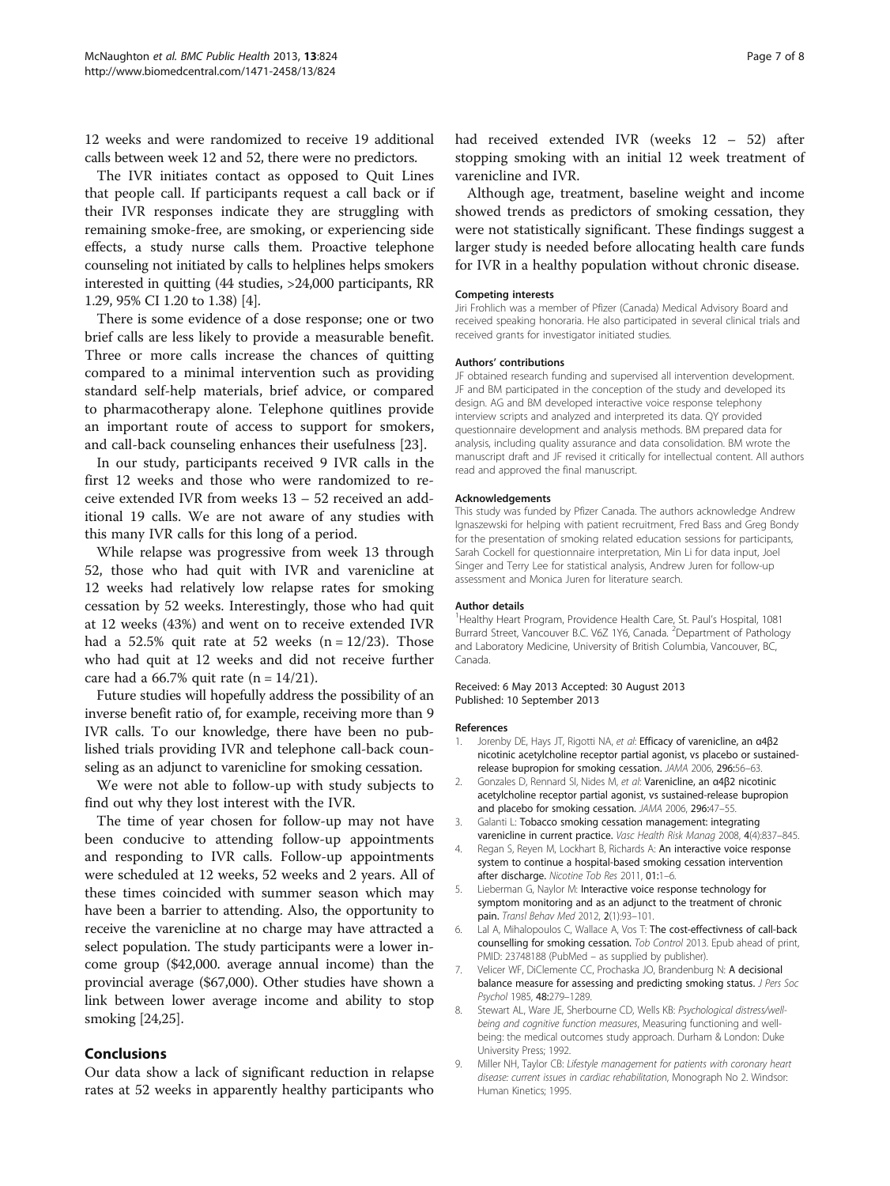12 weeks and were randomized to receive 19 additional calls between week 12 and 52, there were no predictors.

The IVR initiates contact as opposed to Quit Lines that people call. If participants request a call back or if their IVR responses indicate they are struggling with remaining smoke-free, are smoking, or experiencing side effects, a study nurse calls them. Proactive telephone counseling not initiated by calls to helplines helps smokers interested in quitting (44 studies, >24,000 participants, RR 1.29, 95% CI 1.20 to 1.38) [4].

There is some evidence of a dose response; one or two brief calls are less likely to provide a measurable benefit. Three or more calls increase the chances of quitting compared to a minimal intervention such as providing standard self-help materials, brief advice, or compared to pharmacotherapy alone. Telephone quitlines provide an important route of access to support for smokers, and call-back counseling enhances their usefulness [23].

In our study, participants received 9 IVR calls in the first 12 weeks and those who were randomized to receive extended IVR from weeks 13 – 52 received an additional 19 calls. We are not aware of any studies with this many IVR calls for this long of a period.

While relapse was progressive from week 13 through 52, those who had quit with IVR and varenicline at 12 weeks had relatively low relapse rates for smoking cessation by 52 weeks. Interestingly, those who had quit at 12 weeks (43%) and went on to receive extended IVR had a 52.5% quit rate at 52 weeks (n = 12/23). Those who had quit at 12 weeks and did not receive further care had a 66.7% quit rate (n = 14/21).

Future studies will hopefully address the possibility of an inverse benefit ratio of, for example, receiving more than 9 IVR calls. To our knowledge, there have been no published trials providing IVR and telephone call-back counseling as an adjunct to varenicline for smoking cessation.

We were not able to follow-up with study subjects to find out why they lost interest with the IVR.

The time of year chosen for follow-up may not have been conducive to attending follow-up appointments and responding to IVR calls. Follow-up appointments were scheduled at 12 weeks, 52 weeks and 2 years. All of these times coincided with summer season which may have been a barrier to attending. Also, the opportunity to receive the varenicline at no charge may have attracted a select population. The study participants were a lower income group ($42,000. average annual income) than the provincial average ($67,000). Other studies have shown a link between lower average income and ability to stop smoking [24,25].

## Conclusions

Our data show a lack of significant reduction in relapse rates at 52 weeks in apparently healthy participants who had received extended IVR (weeks 12 – 52) after stopping smoking with an initial 12 week treatment of varenicline and IVR.

Although age, treatment, baseline weight and income showed trends as predictors of smoking cessation, they were not statistically significant. These findings suggest a larger study is needed before allocating health care funds for IVR in a healthy population without chronic disease.

#### Competing interests

Jiri Frohlich was a member of Pfizer (Canada) Medical Advisory Board and received speaking honoraria. He also participated in several clinical trials and received grants for investigator initiated studies.

#### Authors' contributions

JF obtained research funding and supervised all intervention development. JF and BM participated in the conception of the study and developed its design. AG and BM developed interactive voice response telephony interview scripts and analyzed and interpreted its data. QY provided questionnaire development and analysis methods. BM prepared data for analysis, including quality assurance and data consolidation. BM wrote the manuscript draft and JF revised it critically for intellectual content. All authors read and approved the final manuscript.

#### Acknowledgements

This study was funded by Pfizer Canada. The authors acknowledge Andrew Ignaszewski for helping with patient recruitment, Fred Bass and Greg Bondy for the presentation of smoking related education sessions for participants, Sarah Cockell for questionnaire interpretation, Min Li for data input, Joel Singer and Terry Lee for statistical analysis, Andrew Juren for follow-up assessment and Monica Juren for literature search.

#### Author details

[1]Healthy Heart Program, Providence Health Care, St. Paul's Hospital, 1081 Burrard Street, Vancouver B.C. V6Z 1Y6, Canada. [2]Department of Pathology and Laboratory Medicine, University of British Columbia, Vancouver, BC, Canada.

Received: 6 May 2013 Accepted: 30 August 2013
Published: 10 September 2013

#### References

1. Jorenby DE, Hays JT, Rigotti NA, *et al*: **Efficacy of varenicline, an α4β2 nicotinic acetylcholine receptor partial agonist, vs placebo or sustained-release bupropion for smoking cessation.** *JAMA* 2006, **296:**56–63.
2. Gonzales D, Rennard SI, Nides M, *et al*: **Varenicline, an α4β2 nicotinic acetylcholine receptor partial agonist, vs sustained-release bupropion and placebo for smoking cessation.** *JAMA* 2006, **296:**47–55.
3. Galanti L: **Tobacco smoking cessation management: integrating varenicline in current practice.** *Vasc Health Risk Manag* 2008, **4**(4):837–845.
4. Regan S, Reyen M, Lockhart B, Richards A: **An interactive voice response system to continue a hospital-based smoking cessation intervention after discharge.** *Nicotine Tob Res* 2011, **01:**1–6.
5. Lieberman G, Naylor M: **Interactive voice response technology for symptom monitoring and as an adjunct to the treatment of chronic pain.** *Transl Behav Med* 2012, **2**(1):93–101.
6. Lal A, Mihalopoulos C, Wallace A, Vos T: **The cost-effectivness of call-back counselling for smoking cessation.** *Tob Control* 2013. Epub ahead of print, PMID: 23748188 (PubMed – as supplied by publisher).
7. Velicer WF, DiClemente CC, Prochaska JO, Brandenburg N: **A decisional balance measure for assessing and predicting smoking status.** *J Pers Soc Psychol* 1985, **48:**279–1289.
8. Stewart AL, Ware JE, Sherbourne CD, Wells KB: *Psychological distress/well-being and cognitive function measures*, Measuring functioning and well-being: the medical outcomes study approach. Durham & London: Duke University Press; 1992.
9. Miller NH, Taylor CB: *Lifestyle management for patients with coronary heart disease: current issues in cardiac rehabilitation*, Monograph No 2. Windsor: Human Kinetics; 1995.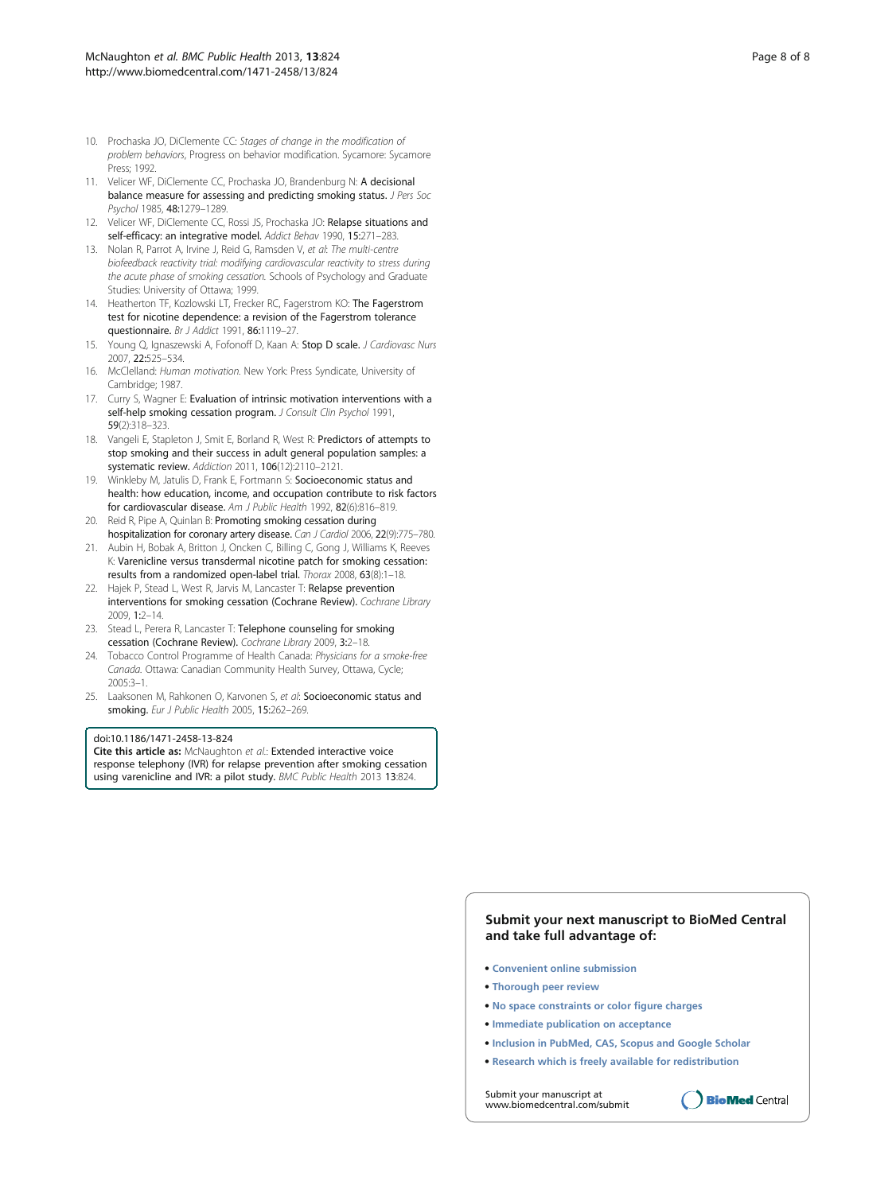10. Prochaska JO, DiClemente CC: *Stages of change in the modification of problem behaviors*, Progress on behavior modification. Sycamore: Sycamore Press; 1992.
11. Velicer WF, DiClemente CC, Prochaska JO, Brandenburg N: **A decisional balance measure for assessing and predicting smoking status.** *J Pers Soc Psychol* 1985, **48:**1279–1289.
12. Velicer WF, DiClemente CC, Rossi JS, Prochaska JO: **Relapse situations and self-efficacy: an integrative model.** *Addict Behav* 1990, **15:**271–283.
13. Nolan R, Parrot A, Irvine J, Reid G, Ramsden V, *et al*: *The multi-centre biofeedback reactivity trial: modifying cardiovascular reactivity to stress during the acute phase of smoking cessation.* Schools of Psychology and Graduate Studies: University of Ottawa; 1999.
14. Heatherton TF, Kozlowski LT, Frecker RC, Fagerstrom KO: **The Fagerstrom test for nicotine dependence: a revision of the Fagerstrom tolerance questionnaire.** *Br J Addict* 1991, **86:**1119–27.
15. Young Q, Ignaszewski A, Fofonoff D, Kaan A: **Stop D scale.** *J Cardiovasc Nurs* 2007, **22:**525–534.
16. McClelland: *Human motivation.* New York: Press Syndicate, University of Cambridge; 1987.
17. Curry S, Wagner E: **Evaluation of intrinsic motivation interventions with a self-help smoking cessation program.** *J Consult Clin Psychol* 1991, **59**(2):318–323.
18. Vangeli E, Stapleton J, Smit E, Borland R, West R: **Predictors of attempts to stop smoking and their success in adult general population samples: a systematic review.** *Addiction* 2011, **106**(12):2110–2121.
19. Winkleby M, Jatulis D, Frank E, Fortmann S: **Socioeconomic status and health: how education, income, and occupation contribute to risk factors for cardiovascular disease.** *Am J Public Health* 1992, **82**(6):816–819.
20. Reid R, Pipe A, Quinlan B: **Promoting smoking cessation during hospitalization for coronary artery disease.** *Can J Cardiol* 2006, **22**(9):775–780.
21. Aubin H, Bobak A, Britton J, Oncken C, Billing C, Gong J, Williams K, Reeves K: **Varenicline versus transdermal nicotine patch for smoking cessation: results from a randomized open-label trial.** *Thorax* 2008, **63**(8):1–18.
22. Hajek P, Stead L, West R, Jarvis M, Lancaster T: **Relapse prevention interventions for smoking cessation (Cochrane Review).** *Cochrane Library* 2009, **1:**2–14.
23. Stead L, Perera R, Lancaster T: **Telephone counseling for smoking cessation (Cochrane Review).** *Cochrane Library* 2009, **3:**2–18.
24. Tobacco Control Programme of Health Canada: *Physicians for a smoke-free Canada.* Ottawa: Canadian Community Health Survey, Ottawa, Cycle; 2005:3–1.
25. Laaksonen M, Rahkonen O, Karvonen S, *et al*: **Socioeconomic status and smoking.** *Eur J Public Health* 2005, **15:**262–269.

doi:10.1186/1471-2458-13-824
**Cite this article as:** McNaughton *et al.*: Extended interactive voice response telephony (IVR) for relapse prevention after smoking cessation using varenicline and IVR: a pilot study. *BMC Public Health* 2013 13:824.

**Submit your next manuscript to BioMed Central and take full advantage of:**

- **Convenient online submission**
- **Thorough peer review**
- **No space constraints or color figure charges**
- **Immediate publication on acceptance**
- **Inclusion in PubMed, CAS, Scopus and Google Scholar**
- **Research which is freely available for redistribution**

Submit your manuscript at
www.biomedcentral.com/submit

BioMed Central